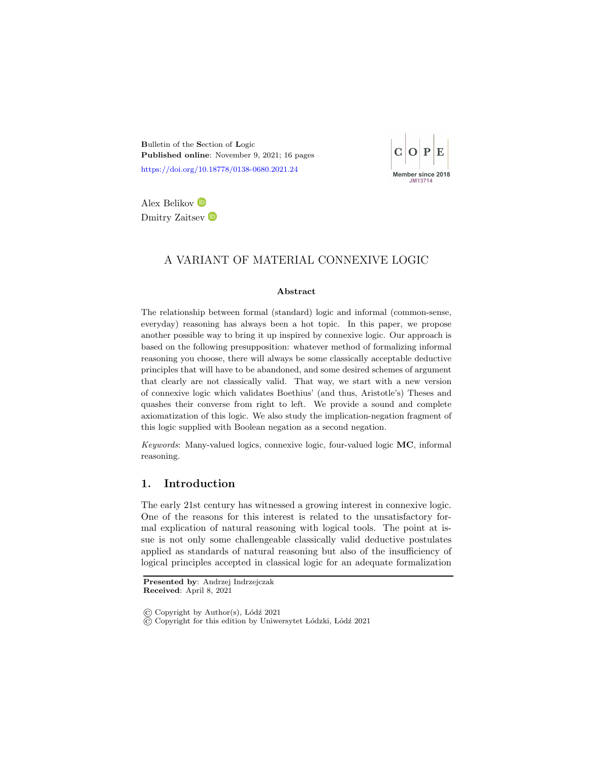**B**ulletin of the **S**ection of **L**ogic
**Published online**: November 9, 2021; 16 pages
https://doi.org/10.18778/0138-0680.2021.24

Alex Belikov
Dmitry Zaitsev

# A VARIANT OF MATERIAL CONNEXIVE LOGIC

### Abstract

The relationship between formal (standard) logic and informal (common-sense, everyday) reasoning has always been a hot topic. In this paper, we propose another possible way to bring it up inspired by connexive logic. Our approach is based on the following presupposition: whatever method of formalizing informal reasoning you choose, there will always be some classically acceptable deductive principles that will have to be abandoned, and some desired schemes of argument that clearly are not classically valid. That way, we start with a new version of connexive logic which validates Boethius' (and thus, Aristotle's) Theses and quashes their converse from right to left. We provide a sound and complete axiomatization of this logic. We also study the implication-negation fragment of this logic supplied with Boolean negation as a second negation.

*Keywords*: Many-valued logics, connexive logic, four-valued logic **MC**, informal reasoning.

## 1. Introduction

The early 21st century has witnessed a growing interest in connexive logic. One of the reasons for this interest is related to the unsatisfactory formal explication of natural reasoning with logical tools. The point at issue is not only some challengeable classically valid deductive postulates applied as standards of natural reasoning but also of the insufficiency of logical principles accepted in classical logic for an adequate formalization

**Presented by**: Andrzej Indrzejczak
**Received**: April 8, 2021

© Copyright by Author(s), Łódź 2021
© Copyright for this edition by Uniwersytet Łódzki, Łódź 2021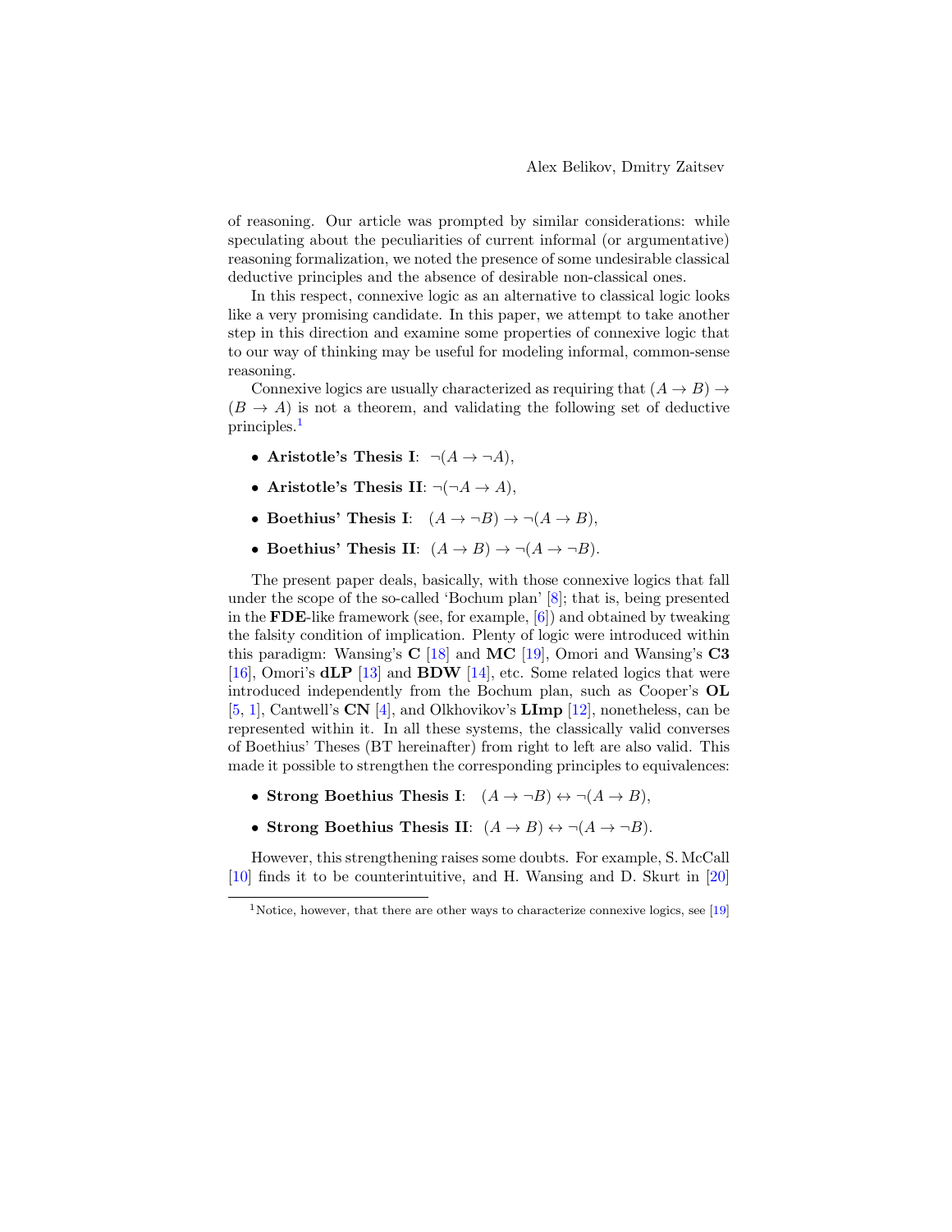of reasoning. Our article was prompted by similar considerations: while speculating about the peculiarities of current informal (or argumentative) reasoning formalization, we noted the presence of some undesirable classical deductive principles and the absence of desirable non-classical ones.

In this respect, connexive logic as an alternative to classical logic looks like a very promising candidate. In this paper, we attempt to take another step in this direction and examine some properties of connexive logic that to our way of thinking may be useful for modeling informal, common-sense reasoning.

Connexive logics are usually characterized as requiring that $(A \to B) \to (B \to A)$ is not a theorem, and validating the following set of deductive principles.[1]

- **Aristotle's Thesis I**: $\neg(A \to \neg A)$,
- **Aristotle's Thesis II**: $\neg(\neg A \to A)$,
- **Boethius' Thesis I**: $(A \to \neg B) \to \neg(A \to B)$,
- **Boethius' Thesis II**: $(A \to B) \to \neg(A \to \neg B)$.

The present paper deals, basically, with those connexive logics that fall under the scope of the so-called 'Bochum plan' [8]; that is, being presented in the **FDE**-like framework (see, for example, [6]) and obtained by tweaking the falsity condition of implication. Plenty of logic were introduced within this paradigm: Wansing's **C** [18] and **MC** [19], Omori and Wansing's **C3** [16], Omori's **dLP** [13] and **BDW** [14], etc. Some related logics that were introduced independently from the Bochum plan, such as Cooper's **OL** [5, 1], Cantwell's **CN** [4], and Olkhovikov's **LImp** [12], nonetheless, can be represented within it. In all these systems, the classically valid converses of Boethius' Theses (BT hereinafter) from right to left are also valid. This made it possible to strengthen the corresponding principles to equivalences:

- **Strong Boethius Thesis I**: $(A \to \neg B) \leftrightarrow \neg(A \to B)$,
- **Strong Boethius Thesis II**: $(A \to B) \leftrightarrow \neg(A \to \neg B)$.

However, this strengthening raises some doubts. For example, S. McCall [10] finds it to be counterintuitive, and H. Wansing and D. Skurt in [20]

[1] Notice, however, that there are other ways to characterize connexive logics, see [19]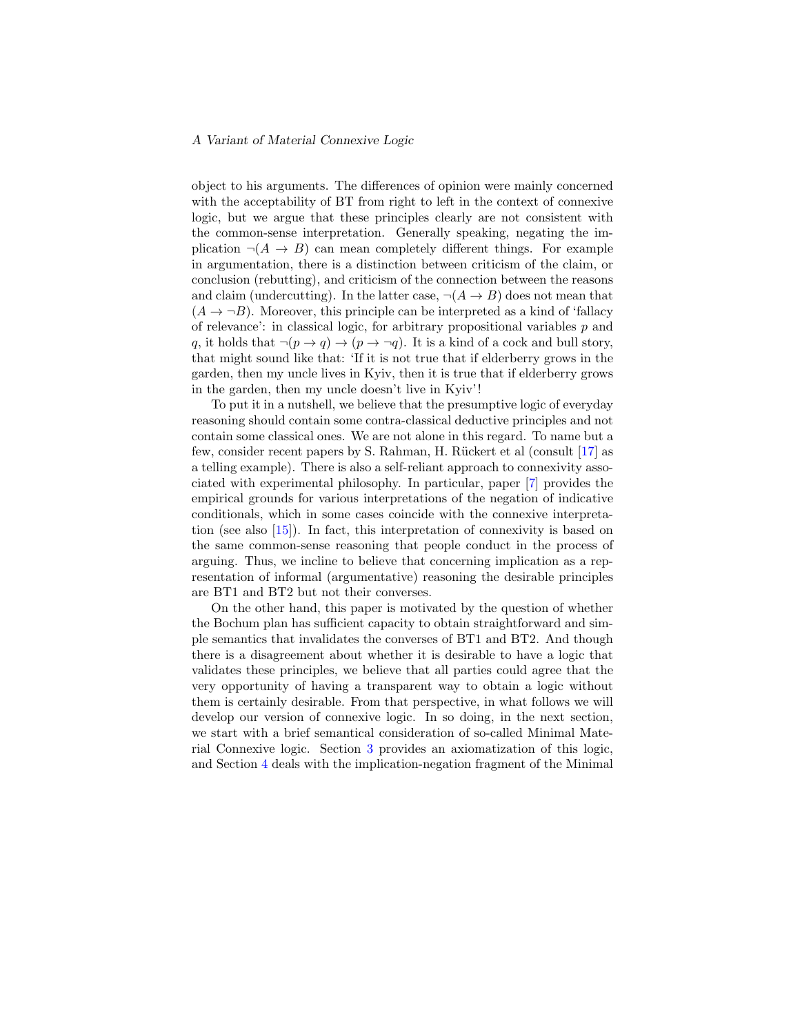object to his arguments. The differences of opinion were mainly concerned with the acceptability of BT from right to left in the context of connexive logic, but we argue that these principles clearly are not consistent with the common-sense interpretation. Generally speaking, negating the implication $\neg(A \to B)$ can mean completely different things. For example in argumentation, there is a distinction between criticism of the claim, or conclusion (rebutting), and criticism of the connection between the reasons and claim (undercutting). In the latter case, $\neg(A \to B)$ does not mean that $(A \to \neg B)$. Moreover, this principle can be interpreted as a kind of 'fallacy of relevance': in classical logic, for arbitrary propositional variables $p$ and $q$, it holds that $\neg(p \to q) \to (p \to \neg q)$. It is a kind of a cock and bull story, that might sound like that: 'If it is not true that if elderberry grows in the garden, then my uncle lives in Kyiv, then it is true that if elderberry grows in the garden, then my uncle doesn't live in Kyiv'!

To put it in a nutshell, we believe that the presumptive logic of everyday reasoning should contain some contra-classical deductive principles and not contain some classical ones. We are not alone in this regard. To name but a few, consider recent papers by S. Rahman, H. Rückert et al (consult [17] as a telling example). There is also a self-reliant approach to connexivity associated with experimental philosophy. In particular, paper [7] provides the empirical grounds for various interpretations of the negation of indicative conditionals, which in some cases coincide with the connexive interpretation (see also [15]). In fact, this interpretation of connexivity is based on the same common-sense reasoning that people conduct in the process of arguing. Thus, we incline to believe that concerning implication as a representation of informal (argumentative) reasoning the desirable principles are BT1 and BT2 but not their converses.

On the other hand, this paper is motivated by the question of whether the Bochum plan has sufficient capacity to obtain straightforward and simple semantics that invalidates the converses of BT1 and BT2. And though there is a disagreement about whether it is desirable to have a logic that validates these principles, we believe that all parties could agree that the very opportunity of having a transparent way to obtain a logic without them is certainly desirable. From that perspective, in what follows we will develop our version of connexive logic. In so doing, in the next section, we start with a brief semantical consideration of so-called Minimal Material Connexive logic. Section 3 provides an axiomatization of this logic, and Section 4 deals with the implication-negation fragment of the Minimal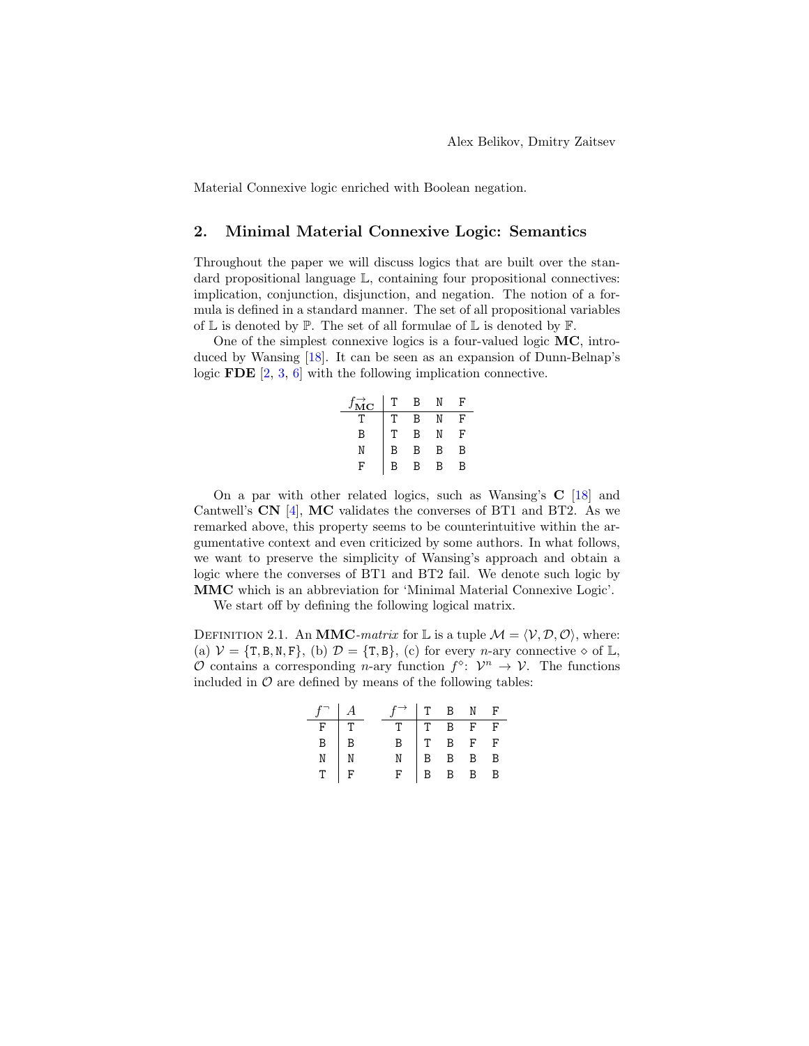Material Connexive logic enriched with Boolean negation.

## 2. Minimal Material Connexive Logic: Semantics

Throughout the paper we will discuss logics that are built over the standard propositional language $\mathbb{L}$, containing four propositional connectives: implication, conjunction, disjunction, and negation. The notion of a formula is defined in a standard manner. The set of all propositional variables of $\mathbb{L}$ is denoted by $\mathbb{P}$. The set of all formulae of $\mathbb{L}$ is denoted by $\mathbb{F}$.

One of the simplest connexive logics is a four-valued logic **MC**, introduced by Wansing [18]. It can be seen as an expansion of Dunn-Belnap's logic **FDE** [2, 3, 6] with the following implication connective.

| $f^{\rightarrow}_{\mathbf{MC}}$ | T | B | N | F |
|---|---|---|---|---|
| T | T | B | N | F |
| B | T | B | N | F |
| N | B | B | B | B |
| F | B | B | B | B |

On a par with other related logics, such as Wansing's **C** [18] and Cantwell's **CN** [4], **MC** validates the converses of BT1 and BT2. As we remarked above, this property seems to be counterintuitive within the argumentative context and even criticized by some authors. In what follows, we want to preserve the simplicity of Wansing's approach and obtain a logic where the converses of BT1 and BT2 fail. We denote such logic by **MMC** which is an abbreviation for 'Minimal Material Connexive Logic'.

We start off by defining the following logical matrix.

Definition 2.1. An **MMC**-*matrix* for $\mathbb{L}$ is a tuple $\mathcal{M} = \langle \mathcal{V}, \mathcal{D}, \mathcal{O} \rangle$, where: (a) $\mathcal{V} = \{\mathtt{T}, \mathtt{B}, \mathtt{N}, \mathtt{F}\}$, (b) $\mathcal{D} = \{\mathtt{T}, \mathtt{B}\}$, (c) for every $n$-ary connective $\diamond$ of $\mathbb{L}$, $\mathcal{O}$ contains a corresponding $n$-ary function $f^{\diamond}\colon \mathcal{V}^n \rightarrow \mathcal{V}$. The functions included in $\mathcal{O}$ are defined by means of the following tables:

| $f^{\neg}$ | $A$ |
|---|---|
| F | T |
| B | B |
| N | N |
| T | F |

| $f^{\rightarrow}$ | T | B | N | F |
|---|---|---|---|---|
| T | T | B | F | F |
| B | T | B | F | F |
| N | B | B | B | B |
| F | B | B | B | B |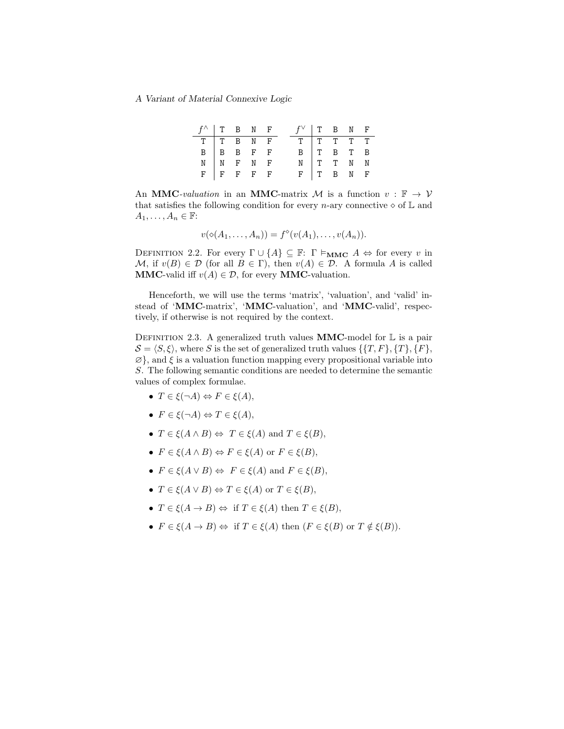| $f^{\wedge}$ | T | B | N | F |
|---|---|---|---|---|
| T | T | B | N | F |
| B | B | B | F | F |
| N | N | F | N | F |
| F | F | F | F | F |

| $f^{\vee}$ | T | B | N | F |
|---|---|---|---|---|
| T | T | T | T | T |
| B | T | B | T | B |
| N | T | T | N | N |
| F | T | B | N | F |

An **MMC**-*valuation* in an **MMC**-matrix $\mathcal{M}$ is a function $v : \mathbb{F} \to \mathcal{V}$ that satisfies the following condition for every $n$-ary connective $\diamond$ of $\mathbb{L}$ and $A_1, \ldots, A_n \in \mathbb{F}$:

$$v(\diamond(A_1, \ldots, A_n)) = f^{\diamond}(v(A_1), \ldots, v(A_n)).$$

Definition 2.2. For every $\Gamma \cup \{A\} \subseteq \mathbb{F}$: $\Gamma \vDash_{\mathbf{MMC}} A \Leftrightarrow$ for every $v$ in $\mathcal{M}$, if $v(B) \in \mathcal{D}$ (for all $B \in \Gamma$), then $v(A) \in \mathcal{D}$. A formula $A$ is called **MMC**-valid iff $v(A) \in \mathcal{D}$, for every **MMC**-valuation.

Henceforth, we will use the terms 'matrix', 'valuation', and 'valid' instead of '**MMC**-matrix', '**MMC**-valuation', and '**MMC**-valid', respectively, if otherwise is not required by the context.

Definition 2.3. A generalized truth values **MMC**-model for $\mathbb{L}$ is a pair $\mathcal{S} = \langle S, \xi \rangle$, where $S$ is the set of generalized truth values $\{\{T, F\}, \{T\}, \{F\}, \varnothing\}$, and $\xi$ is a valuation function mapping every propositional variable into $S$. The following semantic conditions are needed to determine the semantic values of complex formulae.

- $T \in \xi(\neg A) \Leftrightarrow F \in \xi(A)$,
- $F \in \xi(\neg A) \Leftrightarrow T \in \xi(A)$,
- $T \in \xi(A \wedge B) \Leftrightarrow$ $T \in \xi(A)$ and $T \in \xi(B)$,
- $F \in \xi(A \wedge B) \Leftrightarrow F \in \xi(A)$ or $F \in \xi(B)$,
- $F \in \xi(A \vee B) \Leftrightarrow$ $F \in \xi(A)$ and $F \in \xi(B)$,
- $T \in \xi(A \vee B) \Leftrightarrow T \in \xi(A)$ or $T \in \xi(B)$,
- $T \in \xi(A \to B) \Leftrightarrow$ if $T \in \xi(A)$ then $T \in \xi(B)$,
- $F \in \xi(A \to B) \Leftrightarrow$ if $T \in \xi(A)$ then ($F \in \xi(B)$ or $T \notin \xi(B)$).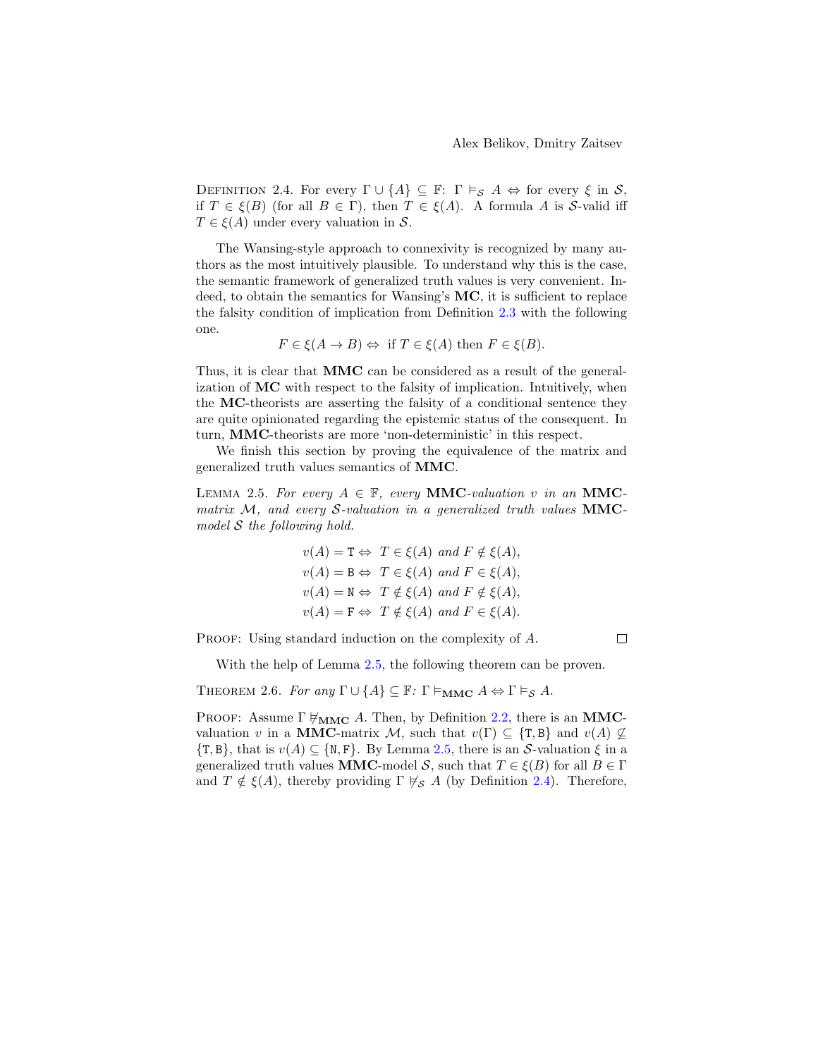Definition 2.4. For every $\Gamma \cup \{A\} \subseteq \mathbb{F}$: $\Gamma \vDash_{\mathcal{S}} A \Leftrightarrow$ for every $\xi$ in $\mathcal{S}$, if $T \in \xi(B)$ (for all $B \in \Gamma$), then $T \in \xi(A)$. A formula $A$ is $\mathcal{S}$-valid iff $T \in \xi(A)$ under every valuation in $\mathcal{S}$.

The Wansing-style approach to connexivity is recognized by many authors as the most intuitively plausible. To understand why this is the case, the semantic framework of generalized truth values is very convenient. Indeed, to obtain the semantics for Wansing's **MC**, it is sufficient to replace the falsity condition of implication from Definition 2.3 with the following one.

$$F \in \xi(A \to B) \Leftrightarrow \text{ if } T \in \xi(A) \text{ then } F \in \xi(B).$$

Thus, it is clear that **MMC** can be considered as a result of the generalization of **MC** with respect to the falsity of implication. Intuitively, when the **MC**-theorists are asserting the falsity of a conditional sentence they are quite opinionated regarding the epistemic status of the consequent. In turn, **MMC**-theorists are more 'non-deterministic' in this respect.

We finish this section by proving the equivalence of the matrix and generalized truth values semantics of **MMC**.

Lemma 2.5. *For every $A \in \mathbb{F}$, every* **MMC***-valuation $v$ in an* **MMC***-matrix $\mathcal{M}$, and every $\mathcal{S}$-valuation in a generalized truth values* **MMC***-model $\mathcal{S}$ the following hold.*

$$\begin{aligned}
v(A) = \mathtt{T} &\Leftrightarrow T \in \xi(A) \text{ and } F \notin \xi(A),\\
v(A) = \mathtt{B} &\Leftrightarrow T \in \xi(A) \text{ and } F \in \xi(A),\\
v(A) = \mathtt{N} &\Leftrightarrow T \notin \xi(A) \text{ and } F \notin \xi(A),\\
v(A) = \mathtt{F} &\Leftrightarrow T \notin \xi(A) \text{ and } F \in \xi(A).
\end{aligned}$$

Proof: Using standard induction on the complexity of $A$. □

With the help of Lemma 2.5, the following theorem can be proven.

Theorem 2.6. *For any $\Gamma \cup \{A\} \subseteq \mathbb{F}$: $\Gamma \vDash_{\mathbf{MMC}} A \Leftrightarrow \Gamma \vDash_{\mathcal{S}} A$.*

Proof: Assume $\Gamma \nvDash_{\mathbf{MMC}} A$. Then, by Definition 2.2, there is an **MMC**-valuation $v$ in a **MMC**-matrix $\mathcal{M}$, such that $v(\Gamma) \subseteq \{\mathtt{T}, \mathtt{B}\}$ and $v(A) \nsubseteq \{\mathtt{T}, \mathtt{B}\}$, that is $v(A) \subseteq \{\mathtt{N}, \mathtt{F}\}$. By Lemma 2.5, there is an $\mathcal{S}$-valuation $\xi$ in a generalized truth values **MMC**-model $\mathcal{S}$, such that $T \in \xi(B)$ for all $B \in \Gamma$ and $T \notin \xi(A)$, thereby providing $\Gamma \nvDash_{\mathcal{S}} A$ (by Definition 2.4). Therefore,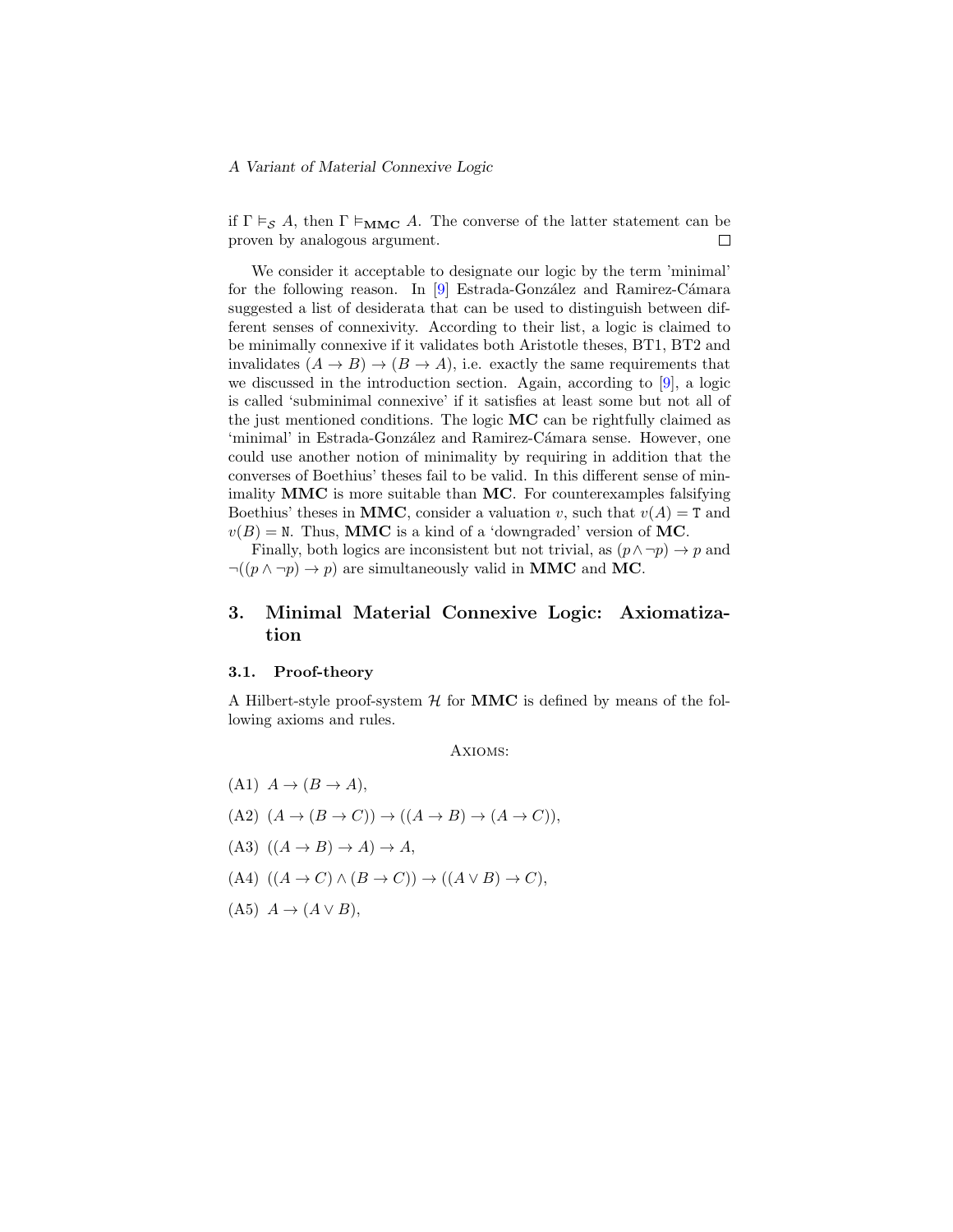if $\Gamma \vDash_{\mathcal{S}} A$, then $\Gamma \vDash_{\mathbf{MMC}} A$. The converse of the latter statement can be proven by analogous argument. □

We consider it acceptable to designate our logic by the term 'minimal' for the following reason. In [9] Estrada-González and Ramirez-Cámara suggested a list of desiderata that can be used to distinguish between different senses of connexivity. According to their list, a logic is claimed to be minimally connexive if it validates both Aristotle theses, BT1, BT2 and invalidates $(A \to B) \to (B \to A)$, i.e. exactly the same requirements that we discussed in the introduction section. Again, according to [9], a logic is called 'subminimal connexive' if it satisfies at least some but not all of the just mentioned conditions. The logic **MC** can be rightfully claimed as 'minimal' in Estrada-González and Ramirez-Cámara sense. However, one could use another notion of minimality by requiring in addition that the converses of Boethius' theses fail to be valid. In this different sense of minimality **MMC** is more suitable than **MC**. For counterexamples falsifying Boethius' theses in **MMC**, consider a valuation $v$, such that $v(A) = \mathtt{T}$ and $v(B) = \mathtt{N}$. Thus, **MMC** is a kind of a 'downgraded' version of **MC**.

Finally, both logics are inconsistent but not trivial, as $(p \wedge \neg p) \to p$ and $\neg((p \wedge \neg p) \to p)$ are simultaneously valid in **MMC** and **MC**.

## 3. Minimal Material Connexive Logic: Axiomatization

### 3.1. Proof-theory

A Hilbert-style proof-system $\mathcal{H}$ for **MMC** is defined by means of the following axioms and rules.

Axioms:

(A1) $A \to (B \to A)$,

(A2) $(A \to (B \to C)) \to ((A \to B) \to (A \to C))$,

(A3) $((A \to B) \to A) \to A$,

(A4) $((A \to C) \wedge (B \to C)) \to ((A \vee B) \to C)$,

(A5) $A \to (A \vee B)$,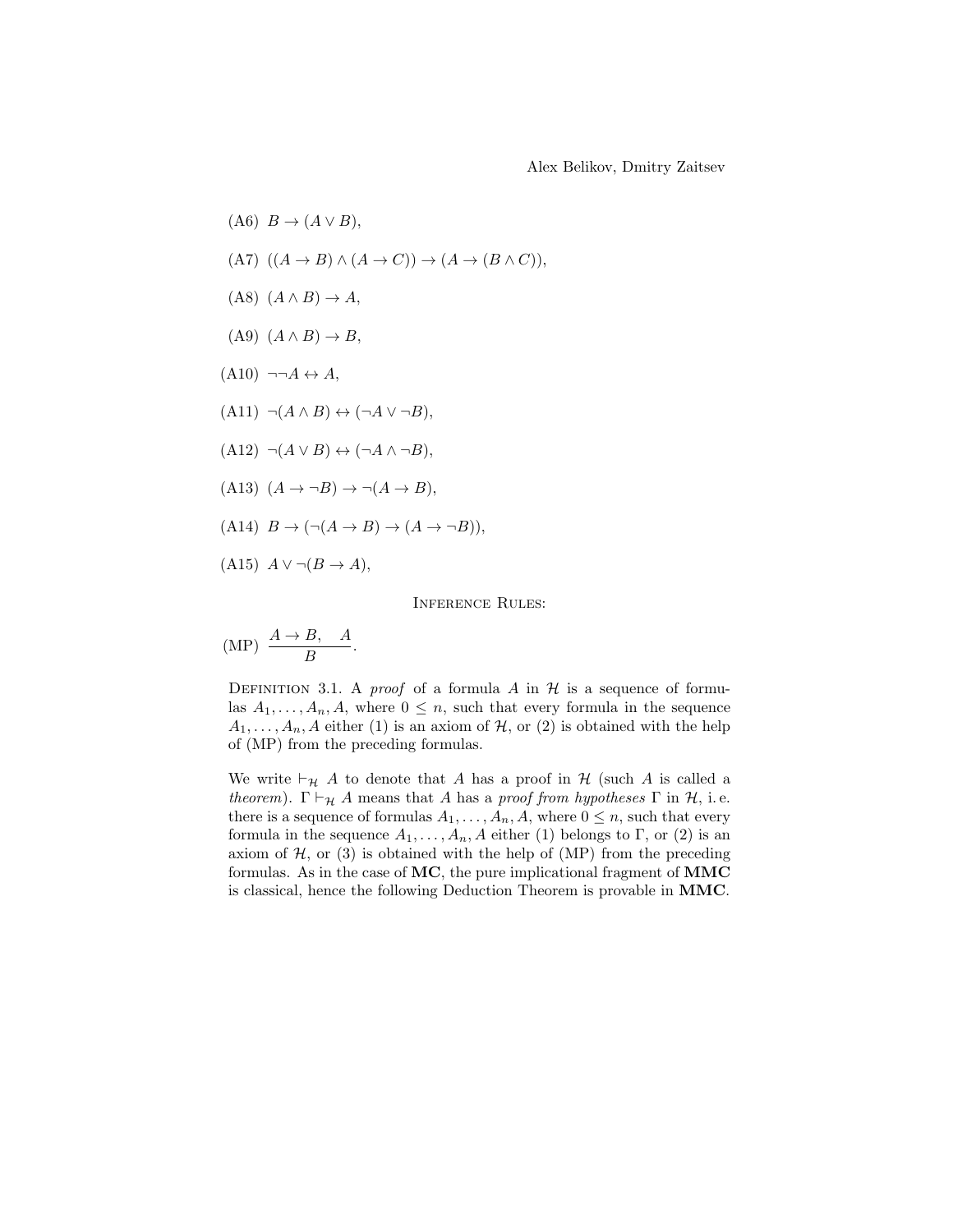(A6) $B \to (A \vee B)$,

(A7) $((A \to B) \wedge (A \to C)) \to (A \to (B \wedge C))$,

(A8) $(A \wedge B) \to A$,

(A9) $(A \wedge B) \to B$,

(A10) $\neg\neg A \leftrightarrow A$,

(A11) $\neg(A \wedge B) \leftrightarrow (\neg A \vee \neg B)$,

(A12) $\neg(A \vee B) \leftrightarrow (\neg A \wedge \neg B)$,

(A13) $(A \to \neg B) \to \neg(A \to B)$,

(A14) $B \to (\neg(A \to B) \to (A \to \neg B))$,

(A15) $A \vee \neg(B \to A)$,

Inference Rules:

(MP) $\dfrac{A \to B, \quad A}{B}$.

Definition 3.1. A *proof* of a formula $A$ in $\mathcal{H}$ is a sequence of formulas $A_1, \ldots, A_n, A$, where $0 \leq n$, such that every formula in the sequence $A_1, \ldots, A_n, A$ either (1) is an axiom of $\mathcal{H}$, or (2) is obtained with the help of (MP) from the preceding formulas.

We write $\vdash_{\mathcal{H}} A$ to denote that $A$ has a proof in $\mathcal{H}$ (such $A$ is called a *theorem*). $\Gamma \vdash_{\mathcal{H}} A$ means that $A$ has a *proof from hypotheses* $\Gamma$ in $\mathcal{H}$, i. e. there is a sequence of formulas $A_1, \ldots, A_n, A$, where $0 \leq n$, such that every formula in the sequence $A_1, \ldots, A_n, A$ either (1) belongs to $\Gamma$, or (2) is an axiom of $\mathcal{H}$, or (3) is obtained with the help of (MP) from the preceding formulas. As in the case of **MC**, the pure implicational fragment of **MMC** is classical, hence the following Deduction Theorem is provable in **MMC**.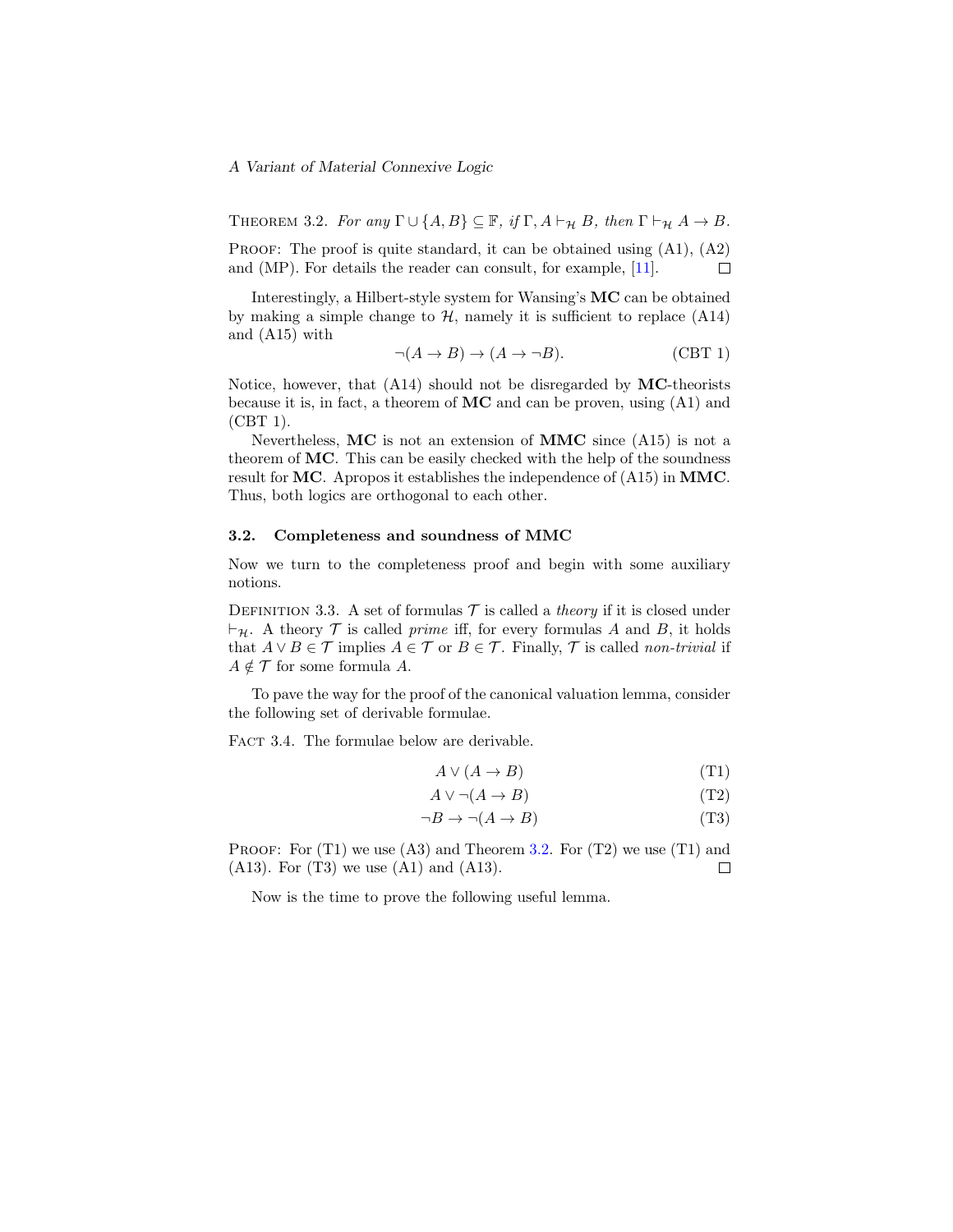THEOREM 3.2. *For any* $\Gamma \cup \{A, B\} \subseteq \mathbb{F}$, *if* $\Gamma, A \vdash_{\mathcal{H}} B$, *then* $\Gamma \vdash_{\mathcal{H}} A \to B$.

PROOF: The proof is quite standard, it can be obtained using (A1), (A2) and (MP). For details the reader can consult, for example, [11]. □

Interestingly, a Hilbert-style system for Wansing's **MC** can be obtained by making a simple change to $\mathcal{H}$, namely it is sufficient to replace (A14) and (A15) with

$$\neg(A \to B) \to (A \to \neg B). \tag{CBT 1}$$

Notice, however, that (A14) should not be disregarded by **MC**-theorists because it is, in fact, a theorem of **MC** and can be proven, using (A1) and (CBT 1).

Nevertheless, **MC** is not an extension of **MMC** since (A15) is not a theorem of **MC**. This can be easily checked with the help of the soundness result for **MC**. Apropos it establishes the independence of (A15) in **MMC**. Thus, both logics are orthogonal to each other.

### 3.2. Completeness and soundness of MMC

Now we turn to the completeness proof and begin with some auxiliary notions.

DEFINITION 3.3. A set of formulas $\mathcal{T}$ is called a *theory* if it is closed under $\vdash_{\mathcal{H}}$. A theory $\mathcal{T}$ is called *prime* iff, for every formulas $A$ and $B$, it holds that $A \vee B \in \mathcal{T}$ implies $A \in \mathcal{T}$ or $B \in \mathcal{T}$. Finally, $\mathcal{T}$ is called *non-trivial* if $A \notin \mathcal{T}$ for some formula $A$.

To pave the way for the proof of the canonical valuation lemma, consider the following set of derivable formulae.

FACT 3.4. The formulae below are derivable.

$$A \vee (A \to B) \tag{T1}$$

$$A \vee \neg(A \to B) \tag{T2}$$

$$\neg B \to \neg(A \to B) \tag{T3}$$

PROOF: For (T1) we use (A3) and Theorem 3.2. For (T2) we use (T1) and (A13). For (T3) we use (A1) and (A13). □

Now is the time to prove the following useful lemma.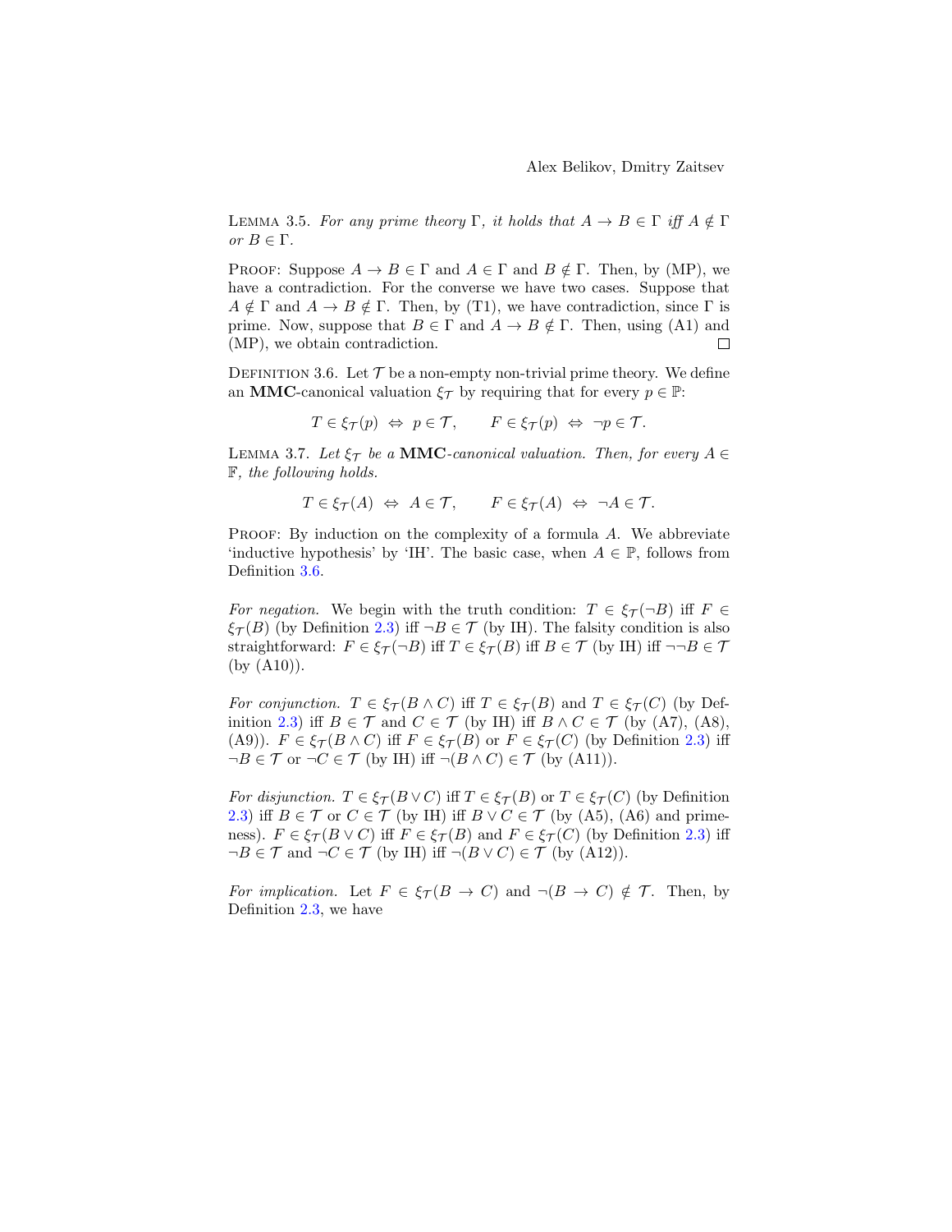**Lemma 3.5.** *For any prime theory $\Gamma$, it holds that $A \to B \in \Gamma$ iff $A \notin \Gamma$ or $B \in \Gamma$.*

Proof: Suppose $A \to B \in \Gamma$ and $A \in \Gamma$ and $B \notin \Gamma$. Then, by (MP), we have a contradiction. For the converse we have two cases. Suppose that $A \notin \Gamma$ and $A \to B \notin \Gamma$. Then, by (T1), we have contradiction, since $\Gamma$ is prime. Now, suppose that $B \in \Gamma$ and $A \to B \notin \Gamma$. Then, using (A1) and (MP), we obtain contradiction. □

**Definition 3.6.** Let $\mathcal{T}$ be a non-empty non-trivial prime theory. We define an **MMC**-canonical valuation $\xi_{\mathcal{T}}$ by requiring that for every $p \in \mathbb{P}$:

$$T \in \xi_{\mathcal{T}}(p) \;\Leftrightarrow\; p \in \mathcal{T}, \qquad F \in \xi_{\mathcal{T}}(p) \;\Leftrightarrow\; \neg p \in \mathcal{T}.$$

**Lemma 3.7.** *Let $\xi_{\mathcal{T}}$ be a* **MMC***-canonical valuation. Then, for every $A \in \mathbb{F}$, the following holds.*

$$T \in \xi_{\mathcal{T}}(A) \;\Leftrightarrow\; A \in \mathcal{T}, \qquad F \in \xi_{\mathcal{T}}(A) \;\Leftrightarrow\; \neg A \in \mathcal{T}.$$

Proof: By induction on the complexity of a formula $A$. We abbreviate 'inductive hypothesis' by 'IH'. The basic case, when $A \in \mathbb{P}$, follows from Definition 3.6.

*For negation.* We begin with the truth condition: $T \in \xi_{\mathcal{T}}(\neg B)$ iff $F \in \xi_{\mathcal{T}}(B)$ (by Definition 2.3) iff $\neg B \in \mathcal{T}$ (by IH). The falsity condition is also straightforward: $F \in \xi_{\mathcal{T}}(\neg B)$ iff $T \in \xi_{\mathcal{T}}(B)$ iff $B \in \mathcal{T}$ (by IH) iff $\neg\neg B \in \mathcal{T}$ (by (A10)).

*For conjunction.* $T \in \xi_{\mathcal{T}}(B \wedge C)$ iff $T \in \xi_{\mathcal{T}}(B)$ and $T \in \xi_{\mathcal{T}}(C)$ (by Definition 2.3) iff $B \in \mathcal{T}$ and $C \in \mathcal{T}$ (by IH) iff $B \wedge C \in \mathcal{T}$ (by (A7), (A8), (A9)). $F \in \xi_{\mathcal{T}}(B \wedge C)$ iff $F \in \xi_{\mathcal{T}}(B)$ or $F \in \xi_{\mathcal{T}}(C)$ (by Definition 2.3) iff $\neg B \in \mathcal{T}$ or $\neg C \in \mathcal{T}$ (by IH) iff $\neg(B \wedge C) \in \mathcal{T}$ (by (A11)).

*For disjunction.* $T \in \xi_{\mathcal{T}}(B \vee C)$ iff $T \in \xi_{\mathcal{T}}(B)$ or $T \in \xi_{\mathcal{T}}(C)$ (by Definition 2.3) iff $B \in \mathcal{T}$ or $C \in \mathcal{T}$ (by IH) iff $B \vee C \in \mathcal{T}$ (by (A5), (A6) and primeness). $F \in \xi_{\mathcal{T}}(B \vee C)$ iff $F \in \xi_{\mathcal{T}}(B)$ and $F \in \xi_{\mathcal{T}}(C)$ (by Definition 2.3) iff $\neg B \in \mathcal{T}$ and $\neg C \in \mathcal{T}$ (by IH) iff $\neg(B \vee C) \in \mathcal{T}$ (by (A12)).

*For implication.* Let $F \in \xi_{\mathcal{T}}(B \to C)$ and $\neg(B \to C) \notin \mathcal{T}$. Then, by Definition 2.3, we have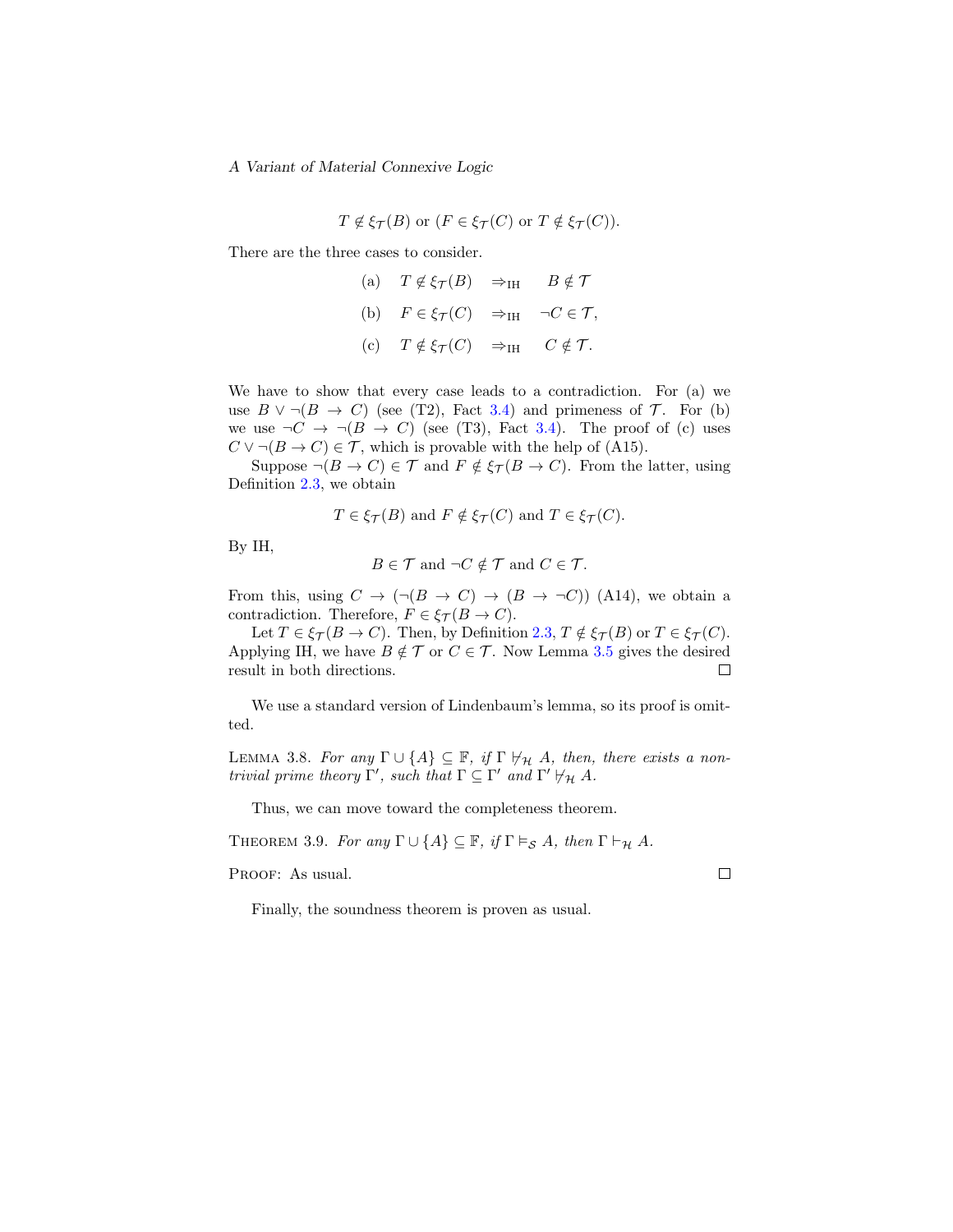$$T \notin \xi_{\mathcal{T}}(B) \text{ or } (F \in \xi_{\mathcal{T}}(C) \text{ or } T \notin \xi_{\mathcal{T}}(C)).$$

There are the three cases to consider.

$$\begin{array}{llll} \text{(a)} & T \notin \xi_{\mathcal{T}}(B) & \Rightarrow_{\text{IH}} & B \notin \mathcal{T} \\ \text{(b)} & F \in \xi_{\mathcal{T}}(C) & \Rightarrow_{\text{IH}} & \neg C \in \mathcal{T}, \\ \text{(c)} & T \notin \xi_{\mathcal{T}}(C) & \Rightarrow_{\text{IH}} & C \notin \mathcal{T}. \end{array}$$

We have to show that every case leads to a contradiction. For (a) we use $B \vee \neg(B \to C)$ (see (T2), Fact 3.4) and primeness of $\mathcal{T}$. For (b) we use $\neg C \to \neg(B \to C)$ (see (T3), Fact 3.4). The proof of (c) uses $C \vee \neg(B \to C) \in \mathcal{T}$, which is provable with the help of (A15).

Suppose $\neg(B \to C) \in \mathcal{T}$ and $F \notin \xi_{\mathcal{T}}(B \to C)$. From the latter, using Definition 2.3, we obtain

$$T \in \xi_{\mathcal{T}}(B) \text{ and } F \notin \xi_{\mathcal{T}}(C) \text{ and } T \in \xi_{\mathcal{T}}(C).$$

By IH,

$$B \in \mathcal{T} \text{ and } \neg C \notin \mathcal{T} \text{ and } C \in \mathcal{T}.$$

From this, using $C \to (\neg(B \to C) \to (B \to \neg C))$ (A14), we obtain a contradiction. Therefore, $F \in \xi_{\mathcal{T}}(B \to C)$.

Let $T \in \xi_{\mathcal{T}}(B \to C)$. Then, by Definition 2.3, $T \notin \xi_{\mathcal{T}}(B)$ or $T \in \xi_{\mathcal{T}}(C)$. Applying IH, we have $B \notin \mathcal{T}$ or $C \in \mathcal{T}$. Now Lemma 3.5 gives the desired result in both directions. □

We use a standard version of Lindenbaum's lemma, so its proof is omitted.

Lemma 3.8. *For any $\Gamma \cup \{A\} \subseteq \mathbb{F}$, if $\Gamma \nvdash_{\mathcal{H}} A$, then, there exists a non-trivial prime theory $\Gamma'$, such that $\Gamma \subseteq \Gamma'$ and $\Gamma' \nvdash_{\mathcal{H}} A$.*

Thus, we can move toward the completeness theorem.

Theorem 3.9. *For any $\Gamma \cup \{A\} \subseteq \mathbb{F}$, if $\Gamma \vDash_{\mathcal{S}} A$, then $\Gamma \vdash_{\mathcal{H}} A$.*

Proof: As usual. □

Finally, the soundness theorem is proven as usual.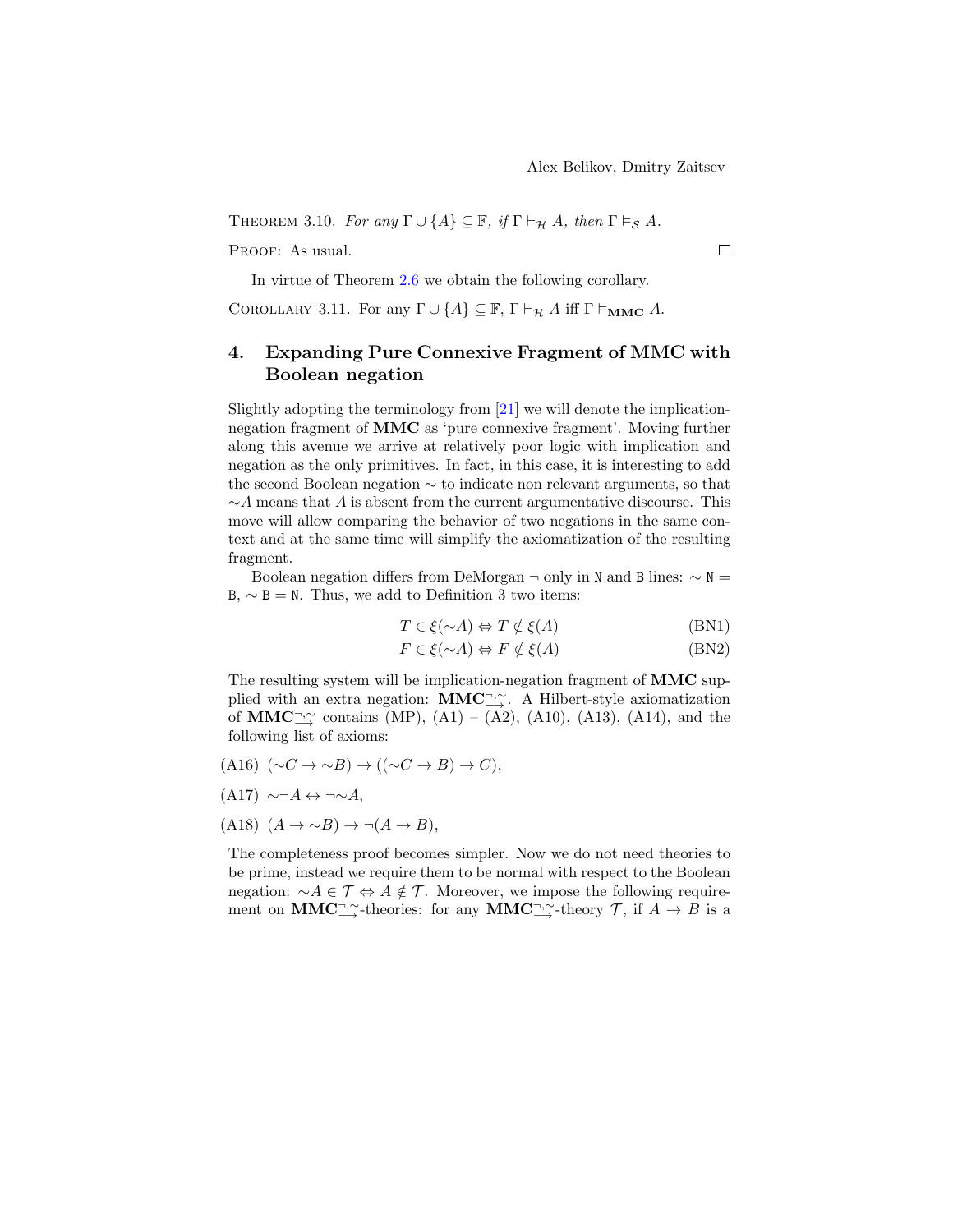Theorem 3.10. *For any $\Gamma \cup \{A\} \subseteq \mathbb{F}$, if $\Gamma \vdash_{\mathcal{H}} A$, then $\Gamma \vDash_{\mathcal{S}} A$.*

Proof: As usual. $\square$

In virtue of Theorem 2.6 we obtain the following corollary.

Corollary 3.11. For any $\Gamma \cup \{A\} \subseteq \mathbb{F}$, $\Gamma \vdash_{\mathcal{H}} A$ iff $\Gamma \vDash_{\mathbf{MMC}} A$.

## 4. Expanding Pure Connexive Fragment of MMC with Boolean negation

Slightly adopting the terminology from [21] we will denote the implication-negation fragment of **MMC** as 'pure connexive fragment'. Moving further along this avenue we arrive at relatively poor logic with implication and negation as the only primitives. In fact, in this case, it is interesting to add the second Boolean negation $\sim$ to indicate non relevant arguments, so that $\sim A$ means that $A$ is absent from the current argumentative discourse. This move will allow comparing the behavior of two negations in the same context and at the same time will simplify the axiomatization of the resulting fragment.

Boolean negation differs from DeMorgan $\neg$ only in N and B lines: $\sim \mathtt{N} = \mathtt{B}$, $\sim \mathtt{B} = \mathtt{N}$. Thus, we add to Definition 3 two items:

$$T \in \xi(\sim A) \Leftrightarrow T \notin \xi(A) \tag{BN1}$$

$$F \in \xi(\sim A) \Leftrightarrow F \notin \xi(A) \tag{BN2}$$

The resulting system will be implication-negation fragment of **MMC** supplied with an extra negation: $\mathbf{MMC}^{\neg,\sim}_{\rightarrow}$. A Hilbert-style axiomatization of $\mathbf{MMC}^{\neg,\sim}_{\rightarrow}$ contains (MP), (A1) – (A2), (A10), (A13), (A14), and the following list of axioms:

(A16) $(\sim C \rightarrow \sim B) \rightarrow ((\sim C \rightarrow B) \rightarrow C)$,

(A17) $\sim\neg A \leftrightarrow \neg\sim A$,

(A18) $(A \rightarrow \sim B) \rightarrow \neg(A \rightarrow B)$,

The completeness proof becomes simpler. Now we do not need theories to be prime, instead we require them to be normal with respect to the Boolean negation: $\sim A \in \mathcal{T} \Leftrightarrow A \notin \mathcal{T}$. Moreover, we impose the following requirement on $\mathbf{MMC}^{\neg,\sim}_{\rightarrow}$-theories: for any $\mathbf{MMC}^{\neg,\sim}_{\rightarrow}$-theory $\mathcal{T}$, if $A \rightarrow B$ is a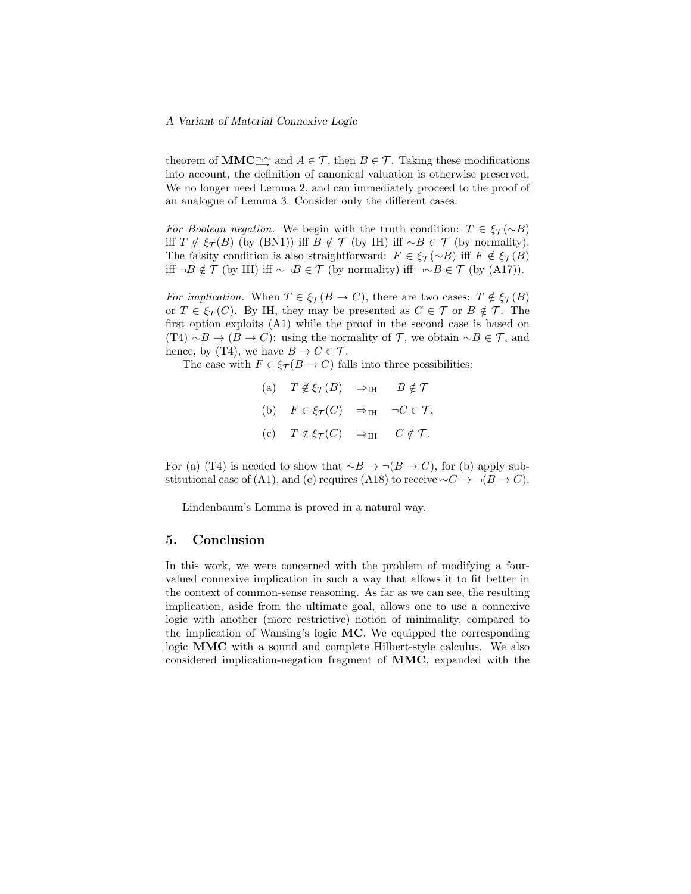theorem of $\mathbf{MMC}^{\neg,\sim}_{\rightarrow}$ and $A \in \mathcal{T}$, then $B \in \mathcal{T}$. Taking these modifications into account, the definition of canonical valuation is otherwise preserved. We no longer need Lemma 2, and can immediately proceed to the proof of an analogue of Lemma 3. Consider only the different cases.

*For Boolean negation.* We begin with the truth condition: $T \in \xi_{\mathcal{T}}(\sim B)$ iff $T \notin \xi_{\mathcal{T}}(B)$ (by (BN1)) iff $B \notin \mathcal{T}$ (by IH) iff $\sim B \in \mathcal{T}$ (by normality). The falsity condition is also straightforward: $F \in \xi_{\mathcal{T}}(\sim B)$ iff $F \notin \xi_{\mathcal{T}}(B)$ iff $\neg B \notin \mathcal{T}$ (by IH) iff $\sim\neg B \in \mathcal{T}$ (by normality) iff $\neg\sim B \in \mathcal{T}$ (by (A17)).

*For implication.* When $T \in \xi_{\mathcal{T}}(B \rightarrow C)$, there are two cases: $T \notin \xi_{\mathcal{T}}(B)$ or $T \in \xi_{\mathcal{T}}(C)$. By IH, they may be presented as $C \in \mathcal{T}$ or $B \notin \mathcal{T}$. The first option exploits (A1) while the proof in the second case is based on (T4) $\sim B \rightarrow (B \rightarrow C)$: using the normality of $\mathcal{T}$, we obtain $\sim B \in \mathcal{T}$, and hence, by (T4), we have $B \rightarrow C \in \mathcal{T}$.

The case with $F \in \xi_{\mathcal{T}}(B \rightarrow C)$ falls into three possibilities:

$$
\begin{array}{llll}
\text{(a)} & T \notin \xi_{\mathcal{T}}(B) & \Rightarrow_{\text{IH}} & B \notin \mathcal{T} \\
\text{(b)} & F \in \xi_{\mathcal{T}}(C) & \Rightarrow_{\text{IH}} & \neg C \in \mathcal{T}, \\
\text{(c)} & T \notin \xi_{\mathcal{T}}(C) & \Rightarrow_{\text{IH}} & C \notin \mathcal{T}.
\end{array}
$$

For (a) (T4) is needed to show that $\sim B \rightarrow \neg(B \rightarrow C)$, for (b) apply substitutional case of (A1), and (c) requires (A18) to receive $\sim C \rightarrow \neg(B \rightarrow C)$.

Lindenbaum's Lemma is proved in a natural way.

## 5. Conclusion

In this work, we were concerned with the problem of modifying a four-valued connexive implication in such a way that allows it to fit better in the context of common-sense reasoning. As far as we can see, the resulting implication, aside from the ultimate goal, allows one to use a connexive logic with another (more restrictive) notion of minimality, compared to the implication of Wansing's logic **MC**. We equipped the corresponding logic **MMC** with a sound and complete Hilbert-style calculus. We also considered implication-negation fragment of **MMC**, expanded with the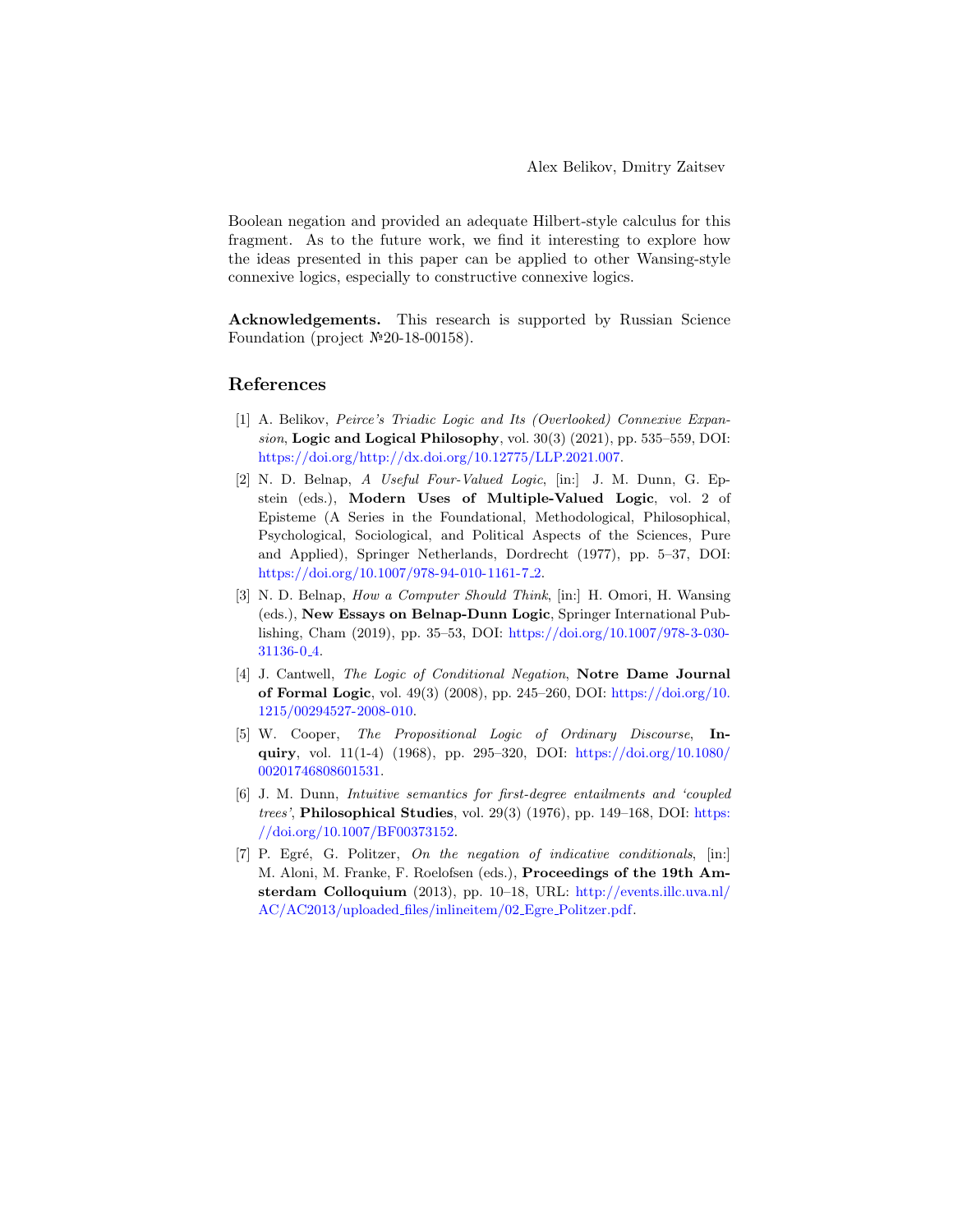Boolean negation and provided an adequate Hilbert-style calculus for this fragment. As to the future work, we find it interesting to explore how the ideas presented in this paper can be applied to other Wansing-style connexive logics, especially to constructive connexive logics.

**Acknowledgements.** This research is supported by Russian Science Foundation (project №20-18-00158).

## References

[1] A. Belikov, *Peirce's Triadic Logic and Its (Overlooked) Connexive Expansion*, **Logic and Logical Philosophy**, vol. 30(3) (2021), pp. 535–559, DOI: https://doi.org/http://dx.doi.org/10.12775/LLP.2021.007.

[2] N. D. Belnap, *A Useful Four-Valued Logic*, [in:] J. M. Dunn, G. Epstein (eds.), **Modern Uses of Multiple-Valued Logic**, vol. 2 of Episteme (A Series in the Foundational, Methodological, Philosophical, Psychological, Sociological, and Political Aspects of the Sciences, Pure and Applied), Springer Netherlands, Dordrecht (1977), pp. 5–37, DOI: https://doi.org/10.1007/978-94-010-1161-7_2.

[3] N. D. Belnap, *How a Computer Should Think*, [in:] H. Omori, H. Wansing (eds.), **New Essays on Belnap-Dunn Logic**, Springer International Publishing, Cham (2019), pp. 35–53, DOI: https://doi.org/10.1007/978-3-030-31136-0_4.

[4] J. Cantwell, *The Logic of Conditional Negation*, **Notre Dame Journal of Formal Logic**, vol. 49(3) (2008), pp. 245–260, DOI: https://doi.org/10.1215/00294527-2008-010.

[5] W. Cooper, *The Propositional Logic of Ordinary Discourse*, **Inquiry**, vol. 11(1-4) (1968), pp. 295–320, DOI: https://doi.org/10.1080/00201746808601531.

[6] J. M. Dunn, *Intuitive semantics for first-degree entailments and 'coupled trees'*, **Philosophical Studies**, vol. 29(3) (1976), pp. 149–168, DOI: https://doi.org/10.1007/BF00373152.

[7] P. Egré, G. Politzer, *On the negation of indicative conditionals*, [in:] M. Aloni, M. Franke, F. Roelofsen (eds.), **Proceedings of the 19th Amsterdam Colloquium** (2013), pp. 10–18, URL: http://events.illc.uva.nl/AC/AC2013/uploaded_files/inlineitem/02_Egre_Politzer.pdf.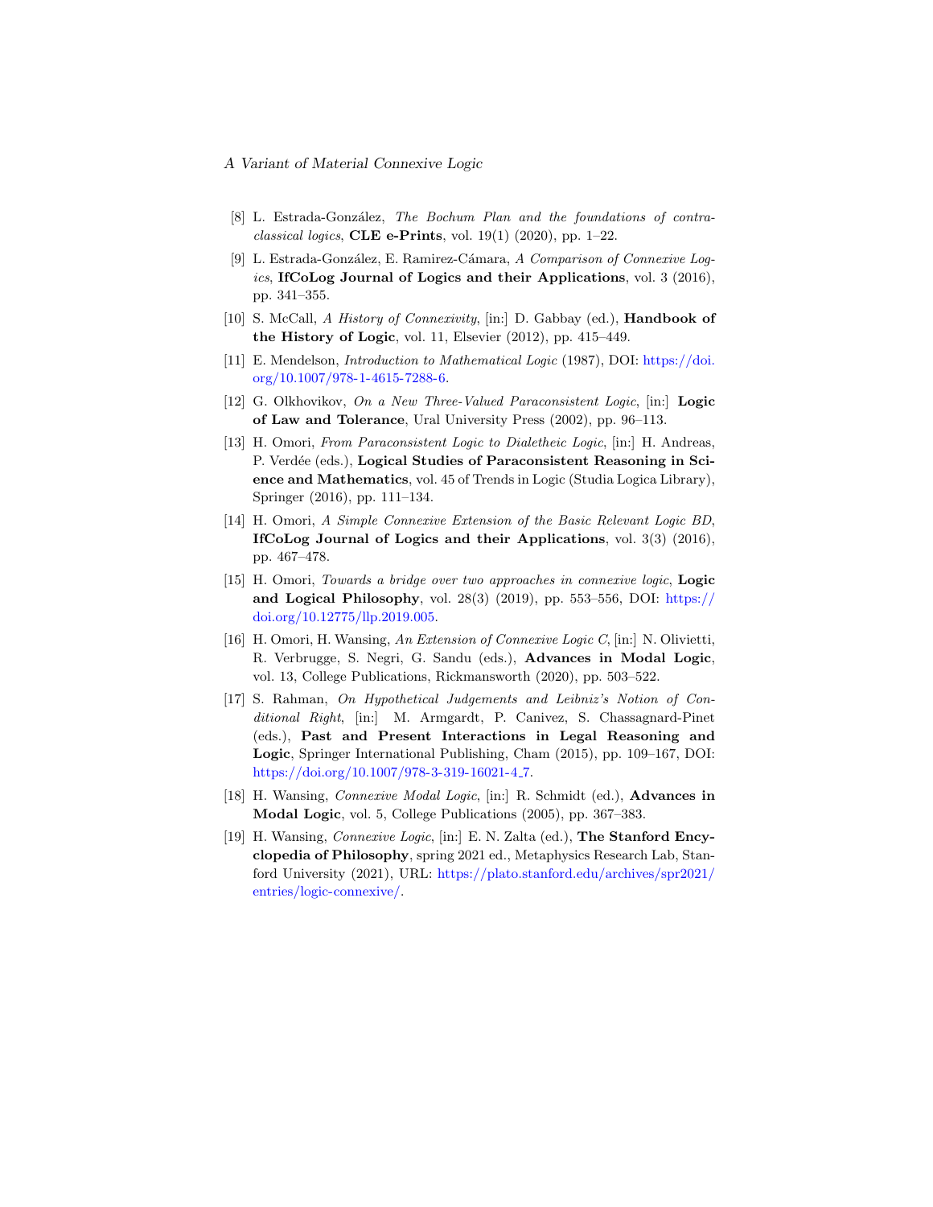[8] L. Estrada-González, *The Bochum Plan and the foundations of contra-classical logics*, **CLE e-Prints**, vol. 19(1) (2020), pp. 1–22.

[9] L. Estrada-González, E. Ramirez-Cámara, *A Comparison of Connexive Logics*, **IfCoLog Journal of Logics and their Applications**, vol. 3 (2016), pp. 341–355.

[10] S. McCall, *A History of Connexivity*, [in:] D. Gabbay (ed.), **Handbook of the History of Logic**, vol. 11, Elsevier (2012), pp. 415–449.

[11] E. Mendelson, *Introduction to Mathematical Logic* (1987), DOI: https://doi.org/10.1007/978-1-4615-7288-6.

[12] G. Olkhovikov, *On a New Three-Valued Paraconsistent Logic*, [in:] **Logic of Law and Tolerance**, Ural University Press (2002), pp. 96–113.

[13] H. Omori, *From Paraconsistent Logic to Dialetheic Logic*, [in:] H. Andreas, P. Verdée (eds.), **Logical Studies of Paraconsistent Reasoning in Science and Mathematics**, vol. 45 of Trends in Logic (Studia Logica Library), Springer (2016), pp. 111–134.

[14] H. Omori, *A Simple Connexive Extension of the Basic Relevant Logic BD*, **IfCoLog Journal of Logics and their Applications**, vol. 3(3) (2016), pp. 467–478.

[15] H. Omori, *Towards a bridge over two approaches in connexive logic*, **Logic and Logical Philosophy**, vol. 28(3) (2019), pp. 553–556, DOI: https://doi.org/10.12775/llp.2019.005.

[16] H. Omori, H. Wansing, *An Extension of Connexive Logic C*, [in:] N. Olivietti, R. Verbrugge, S. Negri, G. Sandu (eds.), **Advances in Modal Logic**, vol. 13, College Publications, Rickmansworth (2020), pp. 503–522.

[17] S. Rahman, *On Hypothetical Judgements and Leibniz's Notion of Conditional Right*, [in:] M. Armgardt, P. Canivez, S. Chassagnard-Pinet (eds.), **Past and Present Interactions in Legal Reasoning and Logic**, Springer International Publishing, Cham (2015), pp. 109–167, DOI: https://doi.org/10.1007/978-3-319-16021-4_7.

[18] H. Wansing, *Connexive Modal Logic*, [in:] R. Schmidt (ed.), **Advances in Modal Logic**, vol. 5, College Publications (2005), pp. 367–383.

[19] H. Wansing, *Connexive Logic*, [in:] E. N. Zalta (ed.), **The Stanford Encyclopedia of Philosophy**, spring 2021 ed., Metaphysics Research Lab, Stanford University (2021), URL: https://plato.stanford.edu/archives/spr2021/entries/logic-connexive/.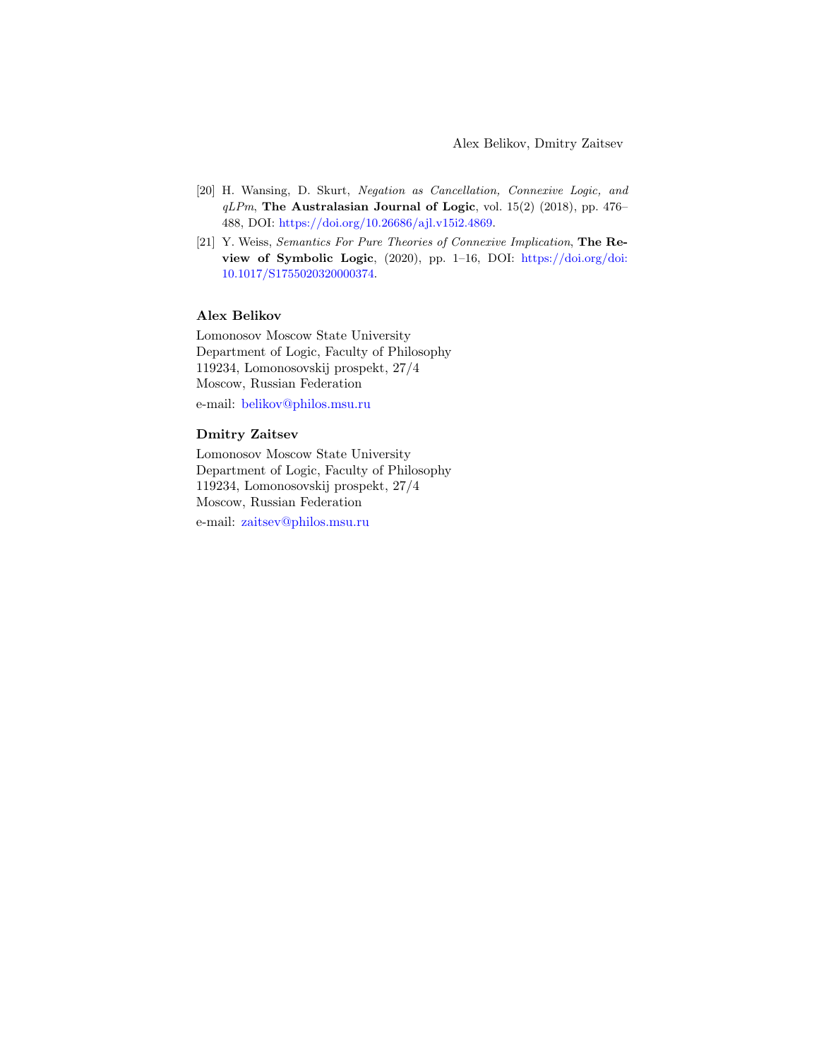[20] H. Wansing, D. Skurt, *Negation as Cancellation, Connexive Logic, and qLPm*, **The Australasian Journal of Logic**, vol. 15(2) (2018), pp. 476–488, DOI: https://doi.org/10.26686/ajl.v15i2.4869.

[21] Y. Weiss, *Semantics For Pure Theories of Connexive Implication*, **The Review of Symbolic Logic**, (2020), pp. 1–16, DOI: https://doi.org/doi:10.1017/S1755020320000374.

**Alex Belikov**

Lomonosov Moscow State University
Department of Logic, Faculty of Philosophy
119234, Lomonosovskij prospekt, 27/4
Moscow, Russian Federation

e-mail: belikov@philos.msu.ru

**Dmitry Zaitsev**

Lomonosov Moscow State University
Department of Logic, Faculty of Philosophy
119234, Lomonosovskij prospekt, 27/4
Moscow, Russian Federation

e-mail: zaitsev@philos.msu.ru